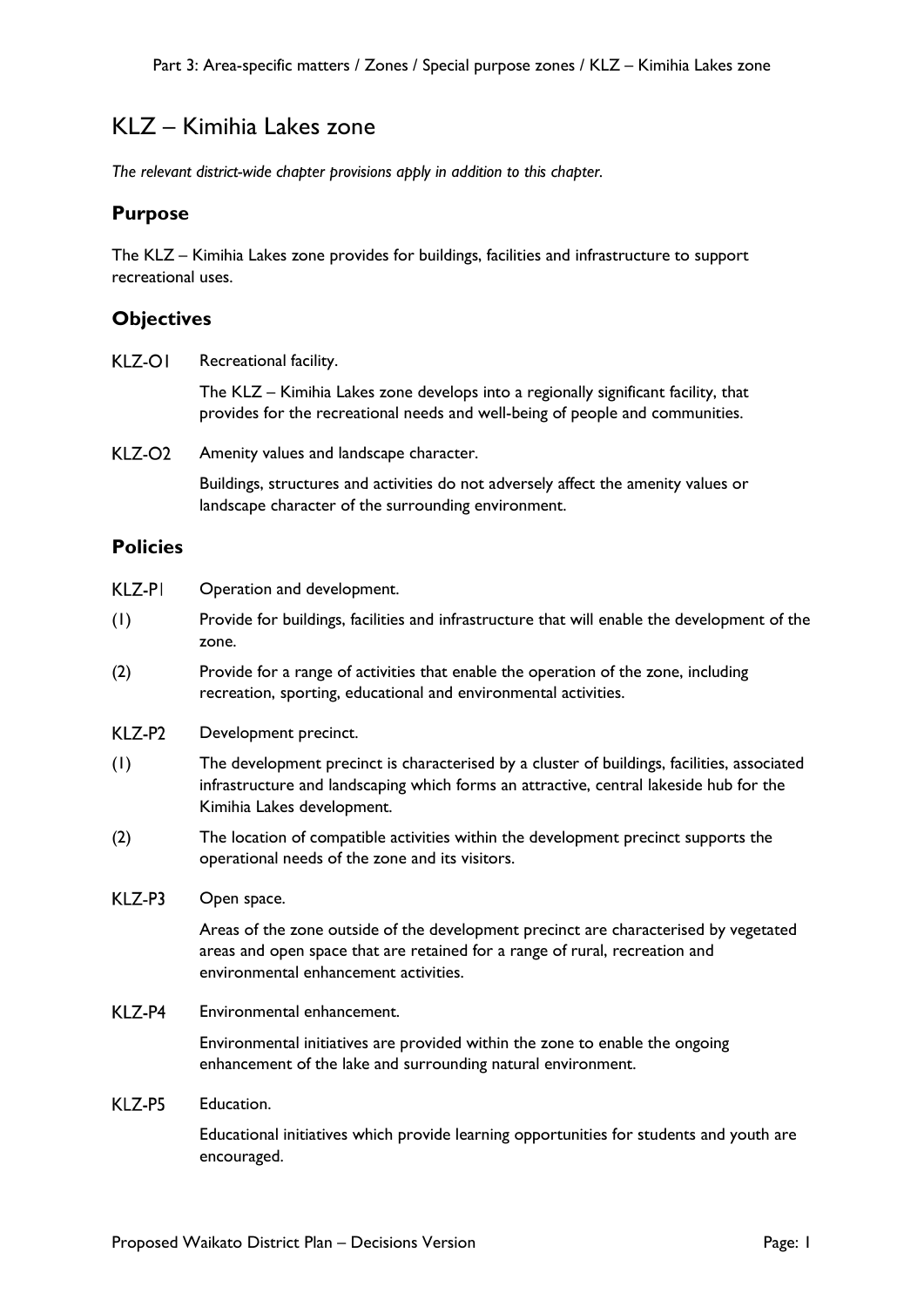# KLZ – Kimihia Lakes zone

*The relevant district-wide chapter provisions apply in addition to this chapter.*

## Purpose

The KLZ – Kimihia Lakes zone provides for buildings, facilities and infrastructure to support recreational uses.

## Objectives

KLZ-O1 Recreational facility.

The KLZ – Kimihia Lakes zone develops into a regionally significant facility, that provides for the recreational needs and well-being of people and communities.

KLZ-O2 Amenity values and landscape character.

Buildings, structures and activities do not adversely affect the amenity values or landscape character of the surrounding environment.

## Policies

KLZ-P1 Operation and development.

(1) Provide for buildings, facilities and infrastructure that will enable the development of the zone.

(2) Provide for a range of activities that enable the operation of the zone, including recreation, sporting, educational and environmental activities.

KLZ-P2 Development precinct.

(1) The development precinct is characterised by a cluster of buildings, facilities, associated infrastructure and landscaping which forms an attractive, central lakeside hub for the Kimihia Lakes development.

(2) The location of compatible activities within the development precinct supports the operational needs of the zone and its visitors.

KLZ-P3 Open space.

Areas of the zone outside of the development precinct are characterised by vegetated areas and open space that are retained for a range of rural, recreation and environmental enhancement activities.

KLZ-P4 Environmental enhancement.

Environmental initiatives are provided within the zone to enable the ongoing enhancement of the lake and surrounding natural environment.

KLZ-P5 Education.

Educational initiatives which provide learning opportunities for students and youth are encouraged.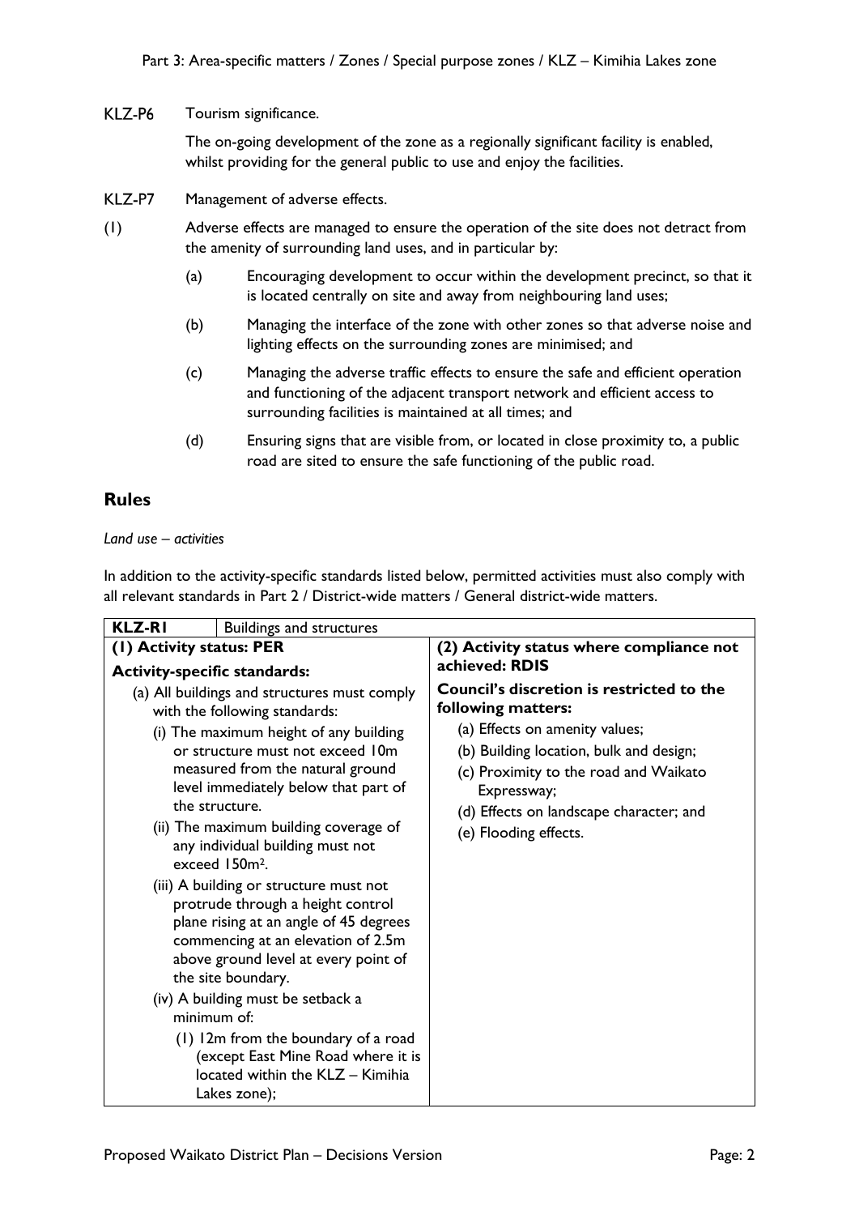KLZ-P6 Tourism significance.

The on-going development of the zone as a regionally significant facility is enabled, whilst providing for the general public to use and enjoy the facilities.

KLZ-P7 Management of adverse effects.

(1) Adverse effects are managed to ensure the operation of the site does not detract from the amenity of surrounding land uses, and in particular by:

(a) Encouraging development to occur within the development precinct, so that it is located centrally on site and away from neighbouring land uses;

(b) Managing the interface of the zone with other zones so that adverse noise and lighting effects on the surrounding zones are minimised; and

(c) Managing the adverse traffic effects to ensure the safe and efficient operation and functioning of the adjacent transport network and efficient access to surrounding facilities is maintained at all times; and

(d) Ensuring signs that are visible from, or located in close proximity to, a public road are sited to ensure the safe functioning of the public road.

## Rules

*Land use – activities*

In addition to the activity-specific standards listed below, permitted activities must also comply with all relevant standards in Part 2 / District-wide matters / General district-wide matters.

| **KLZ-R1** Buildings and structures | |
|---|---|
| **(1) Activity status: PER**<br><br>**Activity-specific standards:**<br><br>(a) All buildings and structures must comply with the following standards:<br><br>(i) The maximum height of any building or structure must not exceed 10m measured from the natural ground level immediately below that part of the structure.<br><br>(ii) The maximum building coverage of any individual building must not exceed 150m².<br><br>(iii) A building or structure must not protrude through a height control plane rising at an angle of 45 degrees commencing at an elevation of 2.5m above ground level at every point of the site boundary.<br><br>(iv) A building must be setback a minimum of:<br><br>(1) 12m from the boundary of a road (except East Mine Road where it is located within the KLZ – Kimihia Lakes zone); | **(2) Activity status where compliance not achieved: RDIS**<br><br>**Council's discretion is restricted to the following matters:**<br><br>(a) Effects on amenity values;<br><br>(b) Building location, bulk and design;<br><br>(c) Proximity to the road and Waikato Expressway;<br><br>(d) Effects on landscape character; and<br><br>(e) Flooding effects. |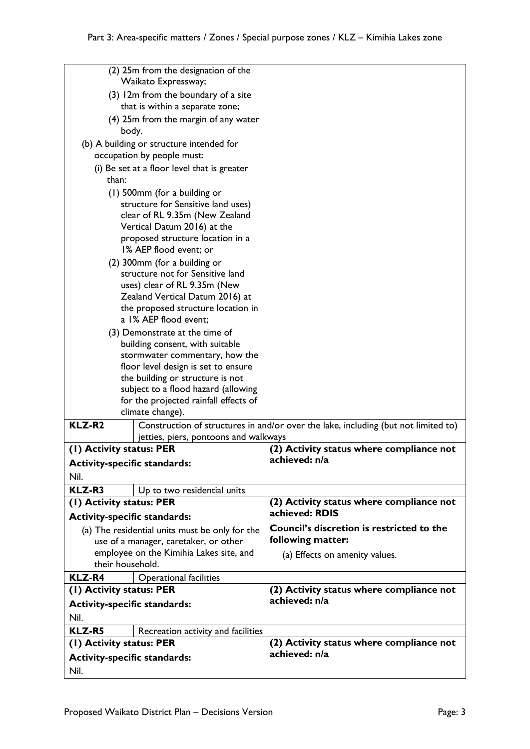| | |
|---|---|
| (2) 25m from the designation of the Waikato Expressway;<br>(3) 12m from the boundary of a site that is within a separate zone;<br>(4) 25m from the margin of any water body.<br>(b) A building or structure intended for occupation by people must:<br>(i) Be set at a floor level that is greater than:<br>(1) 500mm (for a building or structure for Sensitive land uses) clear of RL 9.35m (New Zealand Vertical Datum 2016) at the proposed structure location in a 1% AEP flood event; or<br>(2) 300mm (for a building or structure not for Sensitive land uses) clear of RL 9.35m (New Zealand Vertical Datum 2016) at the proposed structure location in a 1% AEP flood event;<br>(3) Demonstrate at the time of building consent, with suitable stormwater commentary, how the floor level design is set to ensure the building or structure is not subject to a flood hazard (allowing for the projected rainfall effects of climate change). | |
| **KLZ-R2** | Construction of structures in and/or over the lake, including (but not limited to) jetties, piers, pontoons and walkways |
| **(1) Activity status: PER**<br>**Activity-specific standards:**<br>Nil. | **(2) Activity status where compliance not achieved: n/a** |
| **KLZ-R3** | Up to two residential units |
| **(1) Activity status: PER**<br>**Activity-specific standards:**<br>(a) The residential units must be only for the use of a manager, caretaker, or other employee on the Kimihia Lakes site, and their household. | **(2) Activity status where compliance not achieved: RDIS**<br>**Council's discretion is restricted to the following matter:**<br>(a) Effects on amenity values. |
| **KLZ-R4** | Operational facilities |
| **(1) Activity status: PER**<br>**Activity-specific standards:**<br>Nil. | **(2) Activity status where compliance not achieved: n/a** |
| **KLZ-R5** | Recreation activity and facilities |
| **(1) Activity status: PER**<br>**Activity-specific standards:**<br>Nil. | **(2) Activity status where compliance not achieved: n/a** |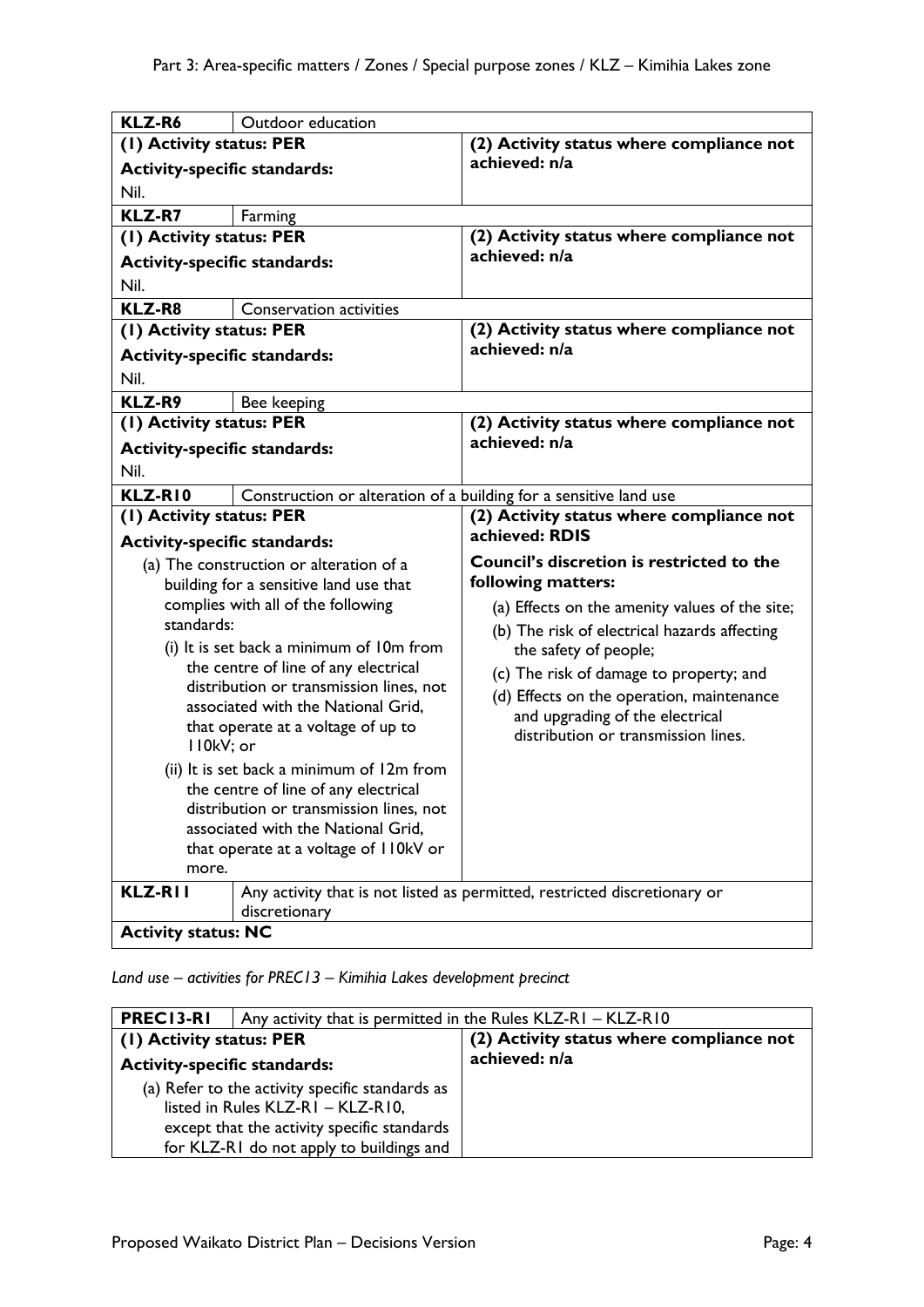| KLZ-R6 | Outdoor education |
|---|---|
| **(1) Activity status: PER**<br><br>**Activity-specific standards:**<br><br>Nil. | **(2) Activity status where compliance not achieved: n/a** |
| **KLZ-R7** | Farming |
| **(1) Activity status: PER**<br><br>**Activity-specific standards:**<br><br>Nil. | **(2) Activity status where compliance not achieved: n/a** |
| **KLZ-R8** | Conservation activities |
| **(1) Activity status: PER**<br><br>**Activity-specific standards:**<br><br>Nil. | **(2) Activity status where compliance not achieved: n/a** |
| **KLZ-R9** | Bee keeping |
| **(1) Activity status: PER**<br><br>**Activity-specific standards:**<br><br>Nil. | **(2) Activity status where compliance not achieved: n/a** |
| **KLZ-R10** | Construction or alteration of a building for a sensitive land use |
| **(1) Activity status: PER**<br><br>**Activity-specific standards:**<br><br>(a) The construction or alteration of a building for a sensitive land use that complies with all of the following standards:<br>(i) It is set back a minimum of 10m from the centre of line of any electrical distribution or transmission lines, not associated with the National Grid, that operate at a voltage of up to 110kV; or<br>(ii) It is set back a minimum of 12m from the centre of line of any electrical distribution or transmission lines, not associated with the National Grid, that operate at a voltage of 110kV or more. | **(2) Activity status where compliance not achieved: RDIS**<br><br>**Council's discretion is restricted to the following matters:**<br><br>(a) Effects on the amenity values of the site;<br>(b) The risk of electrical hazards affecting the safety of people;<br>(c) The risk of damage to property; and<br>(d) Effects on the operation, maintenance and upgrading of the electrical distribution or transmission lines. |
| **KLZ-R11** | Any activity that is not listed as permitted, restricted discretionary or discretionary |
| **Activity status: NC** | |

*Land use – activities for PREC13 – Kimihia Lakes development precinct*

| PREC13-R1 | Any activity that is permitted in the Rules KLZ-R1 – KLZ-R10 |
|---|---|
| **(1) Activity status: PER**<br><br>**Activity-specific standards:**<br><br>(a) Refer to the activity specific standards as listed in Rules KLZ-R1 – KLZ-R10, except that the activity specific standards for KLZ-R1 do not apply to buildings and | **(2) Activity status where compliance not achieved: n/a** |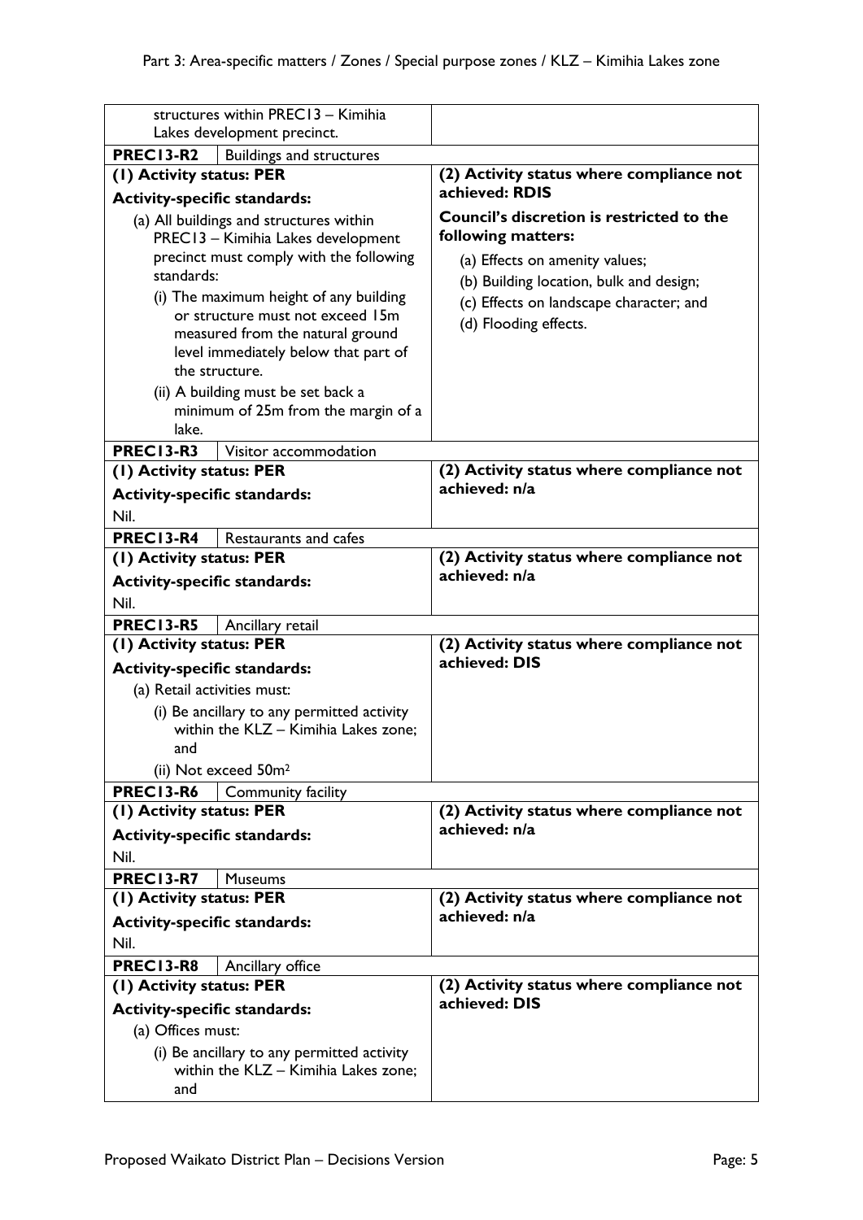| | |
|---|---|
| structures within PREC13 – Kimihia Lakes development precinct. | |
| **PREC13-R2** Buildings and structures | |
| **(1) Activity status: PER**<br><br>**Activity-specific standards:**<br><br>(a) All buildings and structures within PREC13 – Kimihia Lakes development precinct must comply with the following standards:<br><br>(i) The maximum height of any building or structure must not exceed 15m measured from the natural ground level immediately below that part of the structure.<br><br>(ii) A building must be set back a minimum of 25m from the margin of a lake. | **(2) Activity status where compliance not achieved: RDIS**<br><br>**Council's discretion is restricted to the following matters:**<br><br>(a) Effects on amenity values;<br><br>(b) Building location, bulk and design;<br><br>(c) Effects on landscape character; and<br><br>(d) Flooding effects. |
| **PREC13-R3** Visitor accommodation | |
| **(1) Activity status: PER**<br><br>**Activity-specific standards:**<br><br>Nil. | **(2) Activity status where compliance not achieved: n/a** |
| **PREC13-R4** Restaurants and cafes | |
| **(1) Activity status: PER**<br><br>**Activity-specific standards:**<br><br>Nil. | **(2) Activity status where compliance not achieved: n/a** |
| **PREC13-R5** Ancillary retail | |
| **(1) Activity status: PER**<br><br>**Activity-specific standards:**<br><br>(a) Retail activities must:<br><br>(i) Be ancillary to any permitted activity within the KLZ – Kimihia Lakes zone; and<br><br>(ii) Not exceed $50m^2$ | **(2) Activity status where compliance not achieved: DIS** |
| **PREC13-R6** Community facility | |
| **(1) Activity status: PER**<br><br>**Activity-specific standards:**<br><br>Nil. | **(2) Activity status where compliance not achieved: n/a** |
| **PREC13-R7** Museums | |
| **(1) Activity status: PER**<br><br>**Activity-specific standards:**<br><br>Nil. | **(2) Activity status where compliance not achieved: n/a** |
| **PREC13-R8** Ancillary office | |
| **(1) Activity status: PER**<br><br>**Activity-specific standards:**<br><br>(a) Offices must:<br><br>(i) Be ancillary to any permitted activity within the KLZ – Kimihia Lakes zone; and | **(2) Activity status where compliance not achieved: DIS** |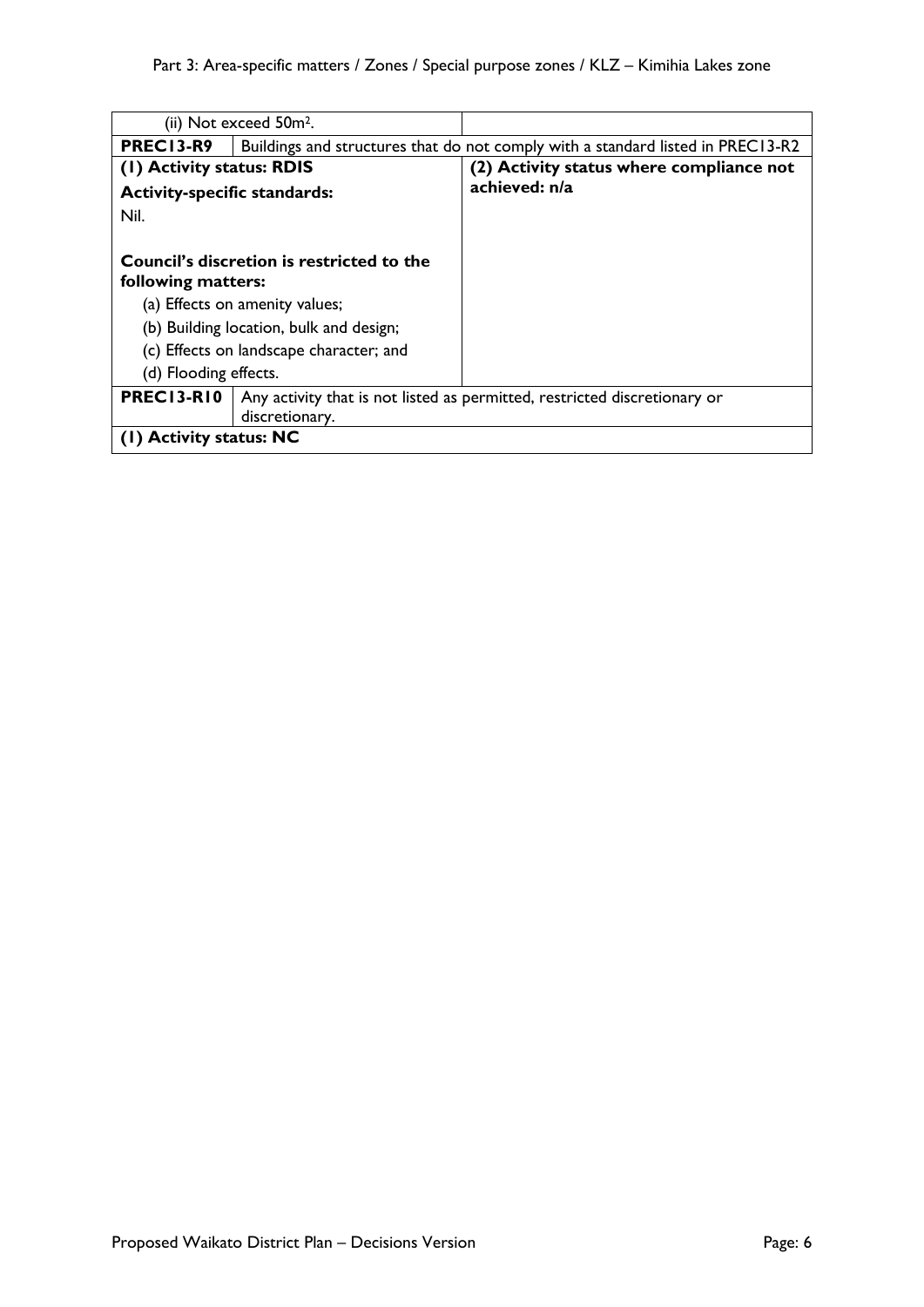| | | |
|---|---|---|
| (ii) Not exceed 50m$^2$. | | |
| **PREC13-R9** | Buildings and structures that do not comply with a standard listed in PREC13-R2 | |
| **(1) Activity status: RDIS**<br><br>**Activity-specific standards:**<br><br>Nil.<br><br>**Council's discretion is restricted to the following matters:**<br><br>(a) Effects on amenity values;<br><br>(b) Building location, bulk and design;<br><br>(c) Effects on landscape character; and<br><br>(d) Flooding effects. | | **(2) Activity status where compliance not achieved: n/a** |
| **PREC13-R10** | Any activity that is not listed as permitted, restricted discretionary or discretionary. | |
| **(1) Activity status: NC** | | |